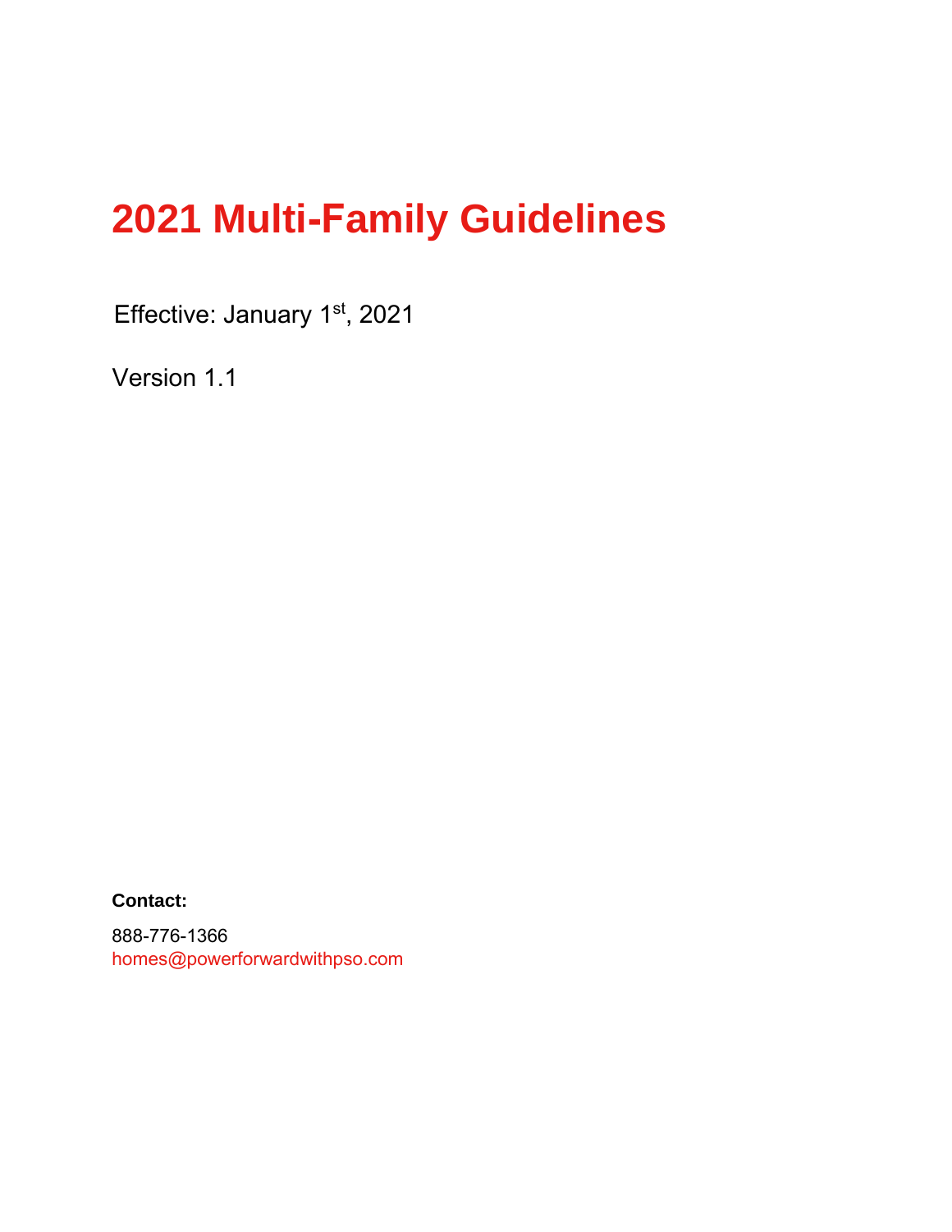# 2021 Multi-Family Guidelines

Effective: January 1st, 2021

Version 1.1

**Contact:**

888-776-1366
homes@powerforwardwithpso.com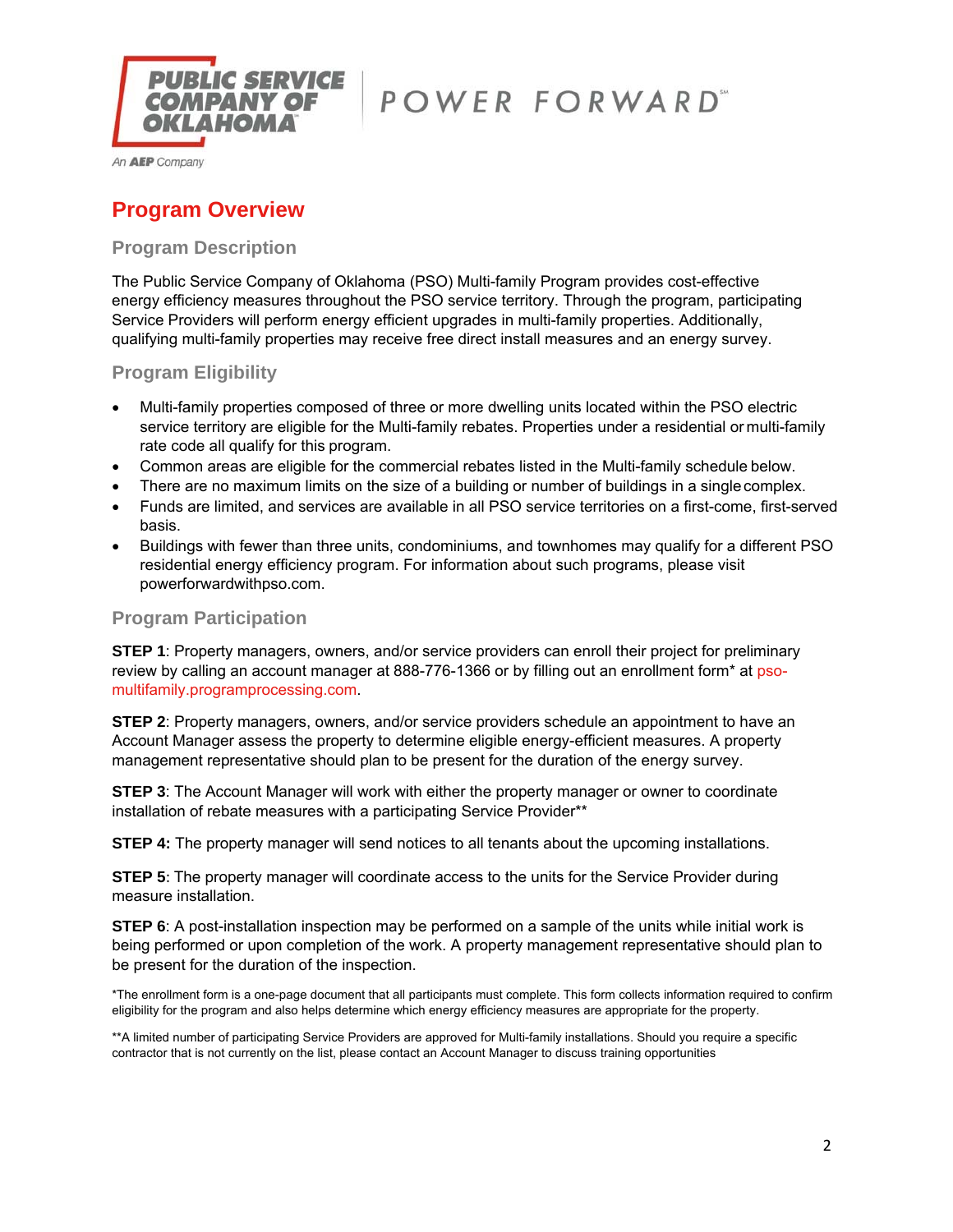# Program Overview

## Program Description

The Public Service Company of Oklahoma (PSO) Multi-family Program provides cost-effective energy efficiency measures throughout the PSO service territory. Through the program, participating Service Providers will perform energy efficient upgrades in multi-family properties. Additionally, qualifying multi-family properties may receive free direct install measures and an energy survey.

## Program Eligibility

- Multi-family properties composed of three or more dwelling units located within the PSO electric service territory are eligible for the Multi-family rebates. Properties under a residential or multi-family rate code all qualify for this program.
- Common areas are eligible for the commercial rebates listed in the Multi-family schedule below.
- There are no maximum limits on the size of a building or number of buildings in a single complex.
- Funds are limited, and services are available in all PSO service territories on a first-come, first-served basis.
- Buildings with fewer than three units, condominiums, and townhomes may qualify for a different PSO residential energy efficiency program. For information about such programs, please visit powerforwardwithpso.com.

## Program Participation

**STEP 1**: Property managers, owners, and/or service providers can enroll their project for preliminary review by calling an account manager at 888-776-1366 or by filling out an enrollment form* at pso-multifamily.programprocessing.com.

**STEP 2**: Property managers, owners, and/or service providers schedule an appointment to have an Account Manager assess the property to determine eligible energy-efficient measures. A property management representative should plan to be present for the duration of the energy survey.

**STEP 3**: The Account Manager will work with either the property manager or owner to coordinate installation of rebate measures with a participating Service Provider**

**STEP 4:** The property manager will send notices to all tenants about the upcoming installations.

**STEP 5**: The property manager will coordinate access to the units for the Service Provider during measure installation.

**STEP 6**: A post-installation inspection may be performed on a sample of the units while initial work is being performed or upon completion of the work. A property management representative should plan to be present for the duration of the inspection.

*The enrollment form is a one-page document that all participants must complete. This form collects information required to confirm eligibility for the program and also helps determine which energy efficiency measures are appropriate for the property.

**A limited number of participating Service Providers are approved for Multi-family installations. Should you require a specific contractor that is not currently on the list, please contact an Account Manager to discuss training opportunities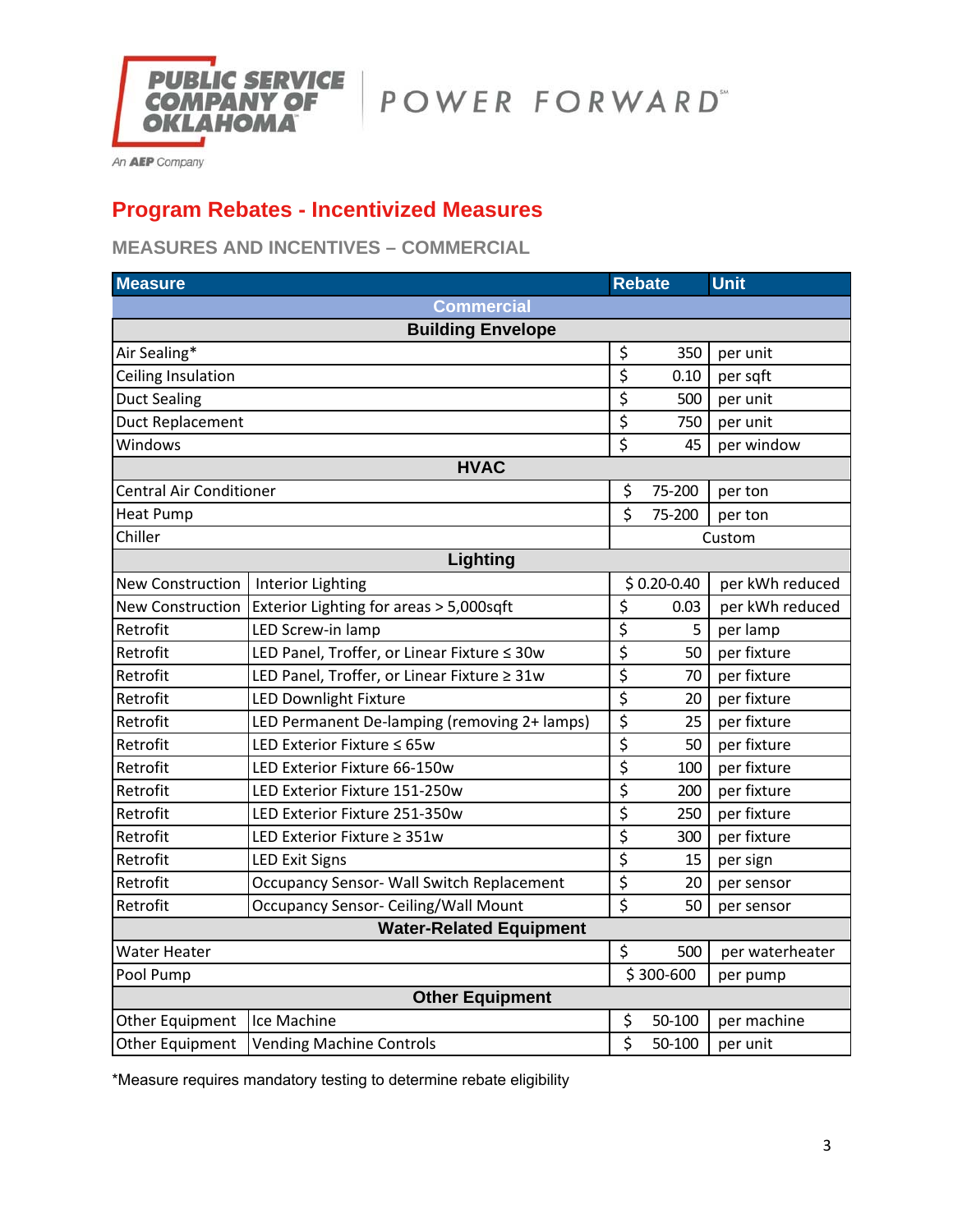PUBLIC SERVICE COMPANY OF OKLAHOMA

An AEP Company

POWER FORWARD℠

## Program Rebates - Incentivized Measures

### MEASURES AND INCENTIVES – COMMERCIAL

| Measure | | Rebate | Unit |
|---|---|---|---|
| **Commercial** | | | |
| **Building Envelope** | | | |
| Air Sealing* | | $ 350 | per unit |
| Ceiling Insulation | | $ 0.10 | per sqft |
| Duct Sealing | | $ 500 | per unit |
| Duct Replacement | | $ 750 | per unit |
| Windows | | $ 45 | per window |
| **HVAC** | | | |
| Central Air Conditioner | | $ 75-200 | per ton |
| Heat Pump | | $ 75-200 | per ton |
| Chiller | | Custom | |
| **Lighting** | | | |
| New Construction | Interior Lighting | $ 0.20-0.40 | per kWh reduced |
| New Construction | Exterior Lighting for areas > 5,000sqft | $ 0.03 | per kWh reduced |
| Retrofit | LED Screw-in lamp | $ 5 | per lamp |
| Retrofit | LED Panel, Troffer, or Linear Fixture ≤ 30w | $ 50 | per fixture |
| Retrofit | LED Panel, Troffer, or Linear Fixture ≥ 31w | $ 70 | per fixture |
| Retrofit | LED Downlight Fixture | $ 20 | per fixture |
| Retrofit | LED Permanent De-lamping (removing 2+ lamps) | $ 25 | per fixture |
| Retrofit | LED Exterior Fixture ≤ 65w | $ 50 | per fixture |
| Retrofit | LED Exterior Fixture 66-150w | $ 100 | per fixture |
| Retrofit | LED Exterior Fixture 151-250w | $ 200 | per fixture |
| Retrofit | LED Exterior Fixture 251-350w | $ 250 | per fixture |
| Retrofit | LED Exterior Fixture ≥ 351w | $ 300 | per fixture |
| Retrofit | LED Exit Signs | $ 15 | per sign |
| Retrofit | Occupancy Sensor- Wall Switch Replacement | $ 20 | per sensor |
| Retrofit | Occupancy Sensor- Ceiling/Wall Mount | $ 50 | per sensor |
| **Water-Related Equipment** | | | |
| Water Heater | | $ 500 | per waterheater |
| Pool Pump | | $ 300-600 | per pump |
| **Other Equipment** | | | |
| Other Equipment | Ice Machine | $ 50-100 | per machine |
| Other Equipment | Vending Machine Controls | $ 50-100 | per unit |

*Measure requires mandatory testing to determine rebate eligibility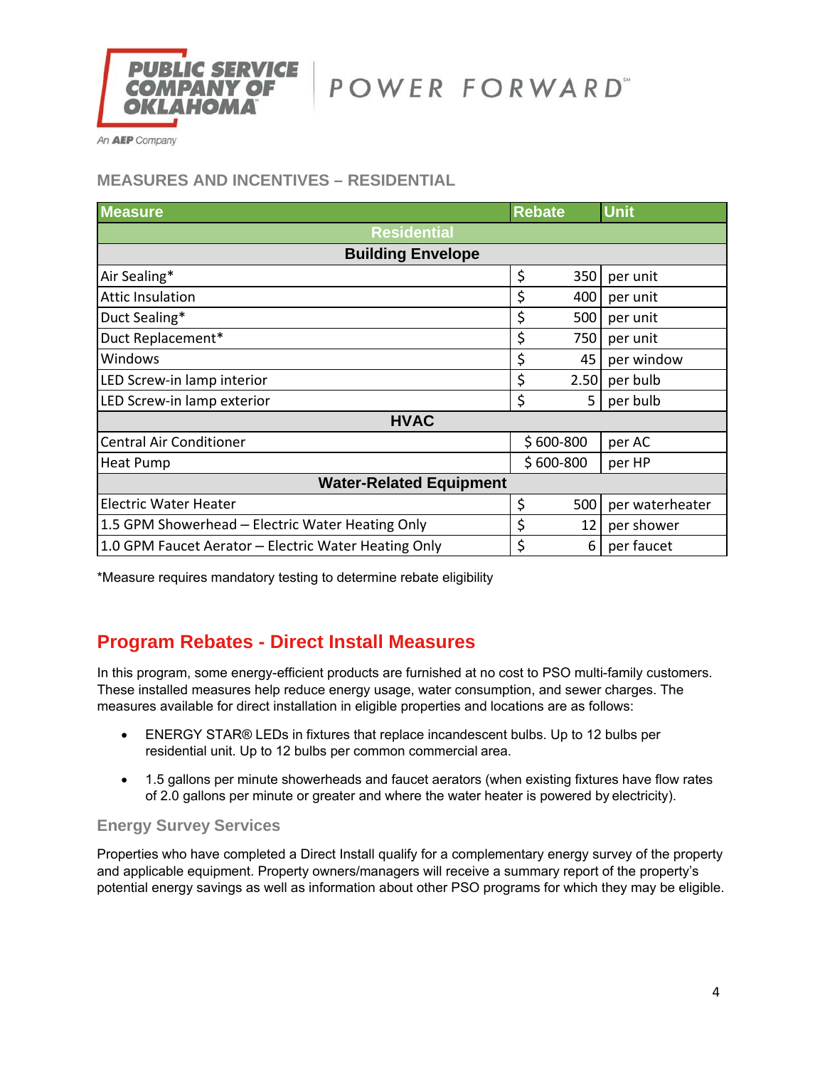## MEASURES AND INCENTIVES – RESIDENTIAL

| Measure | Rebate | Unit |
|---|---|---|
| **Residential** | | |
| **Building Envelope** | | |
| Air Sealing* | $ 350 | per unit |
| Attic Insulation | $ 400 | per unit |
| Duct Sealing* | $ 500 | per unit |
| Duct Replacement* | $ 750 | per unit |
| Windows | $ 45 | per window |
| LED Screw-in lamp interior | $ 2.50 | per bulb |
| LED Screw-in lamp exterior | $ 5 | per bulb |
| **HVAC** | | |
| Central Air Conditioner | $ 600-800 | per AC |
| Heat Pump | $ 600-800 | per HP |
| **Water-Related Equipment** | | |
| Electric Water Heater | $ 500 | per waterheater |
| 1.5 GPM Showerhead – Electric Water Heating Only | $ 12 | per shower |
| 1.0 GPM Faucet Aerator – Electric Water Heating Only | $ 6 | per faucet |

*Measure requires mandatory testing to determine rebate eligibility

## Program Rebates - Direct Install Measures

In this program, some energy-efficient products are furnished at no cost to PSO multi-family customers. These installed measures help reduce energy usage, water consumption, and sewer charges. The measures available for direct installation in eligible properties and locations are as follows:

- ENERGY STAR® LEDs in fixtures that replace incandescent bulbs. Up to 12 bulbs per residential unit. Up to 12 bulbs per common commercial area.
- 1.5 gallons per minute showerheads and faucet aerators (when existing fixtures have flow rates of 2.0 gallons per minute or greater and where the water heater is powered by electricity).

### Energy Survey Services

Properties who have completed a Direct Install qualify for a complementary energy survey of the property and applicable equipment. Property owners/managers will receive a summary report of the property's potential energy savings as well as information about other PSO programs for which they may be eligible.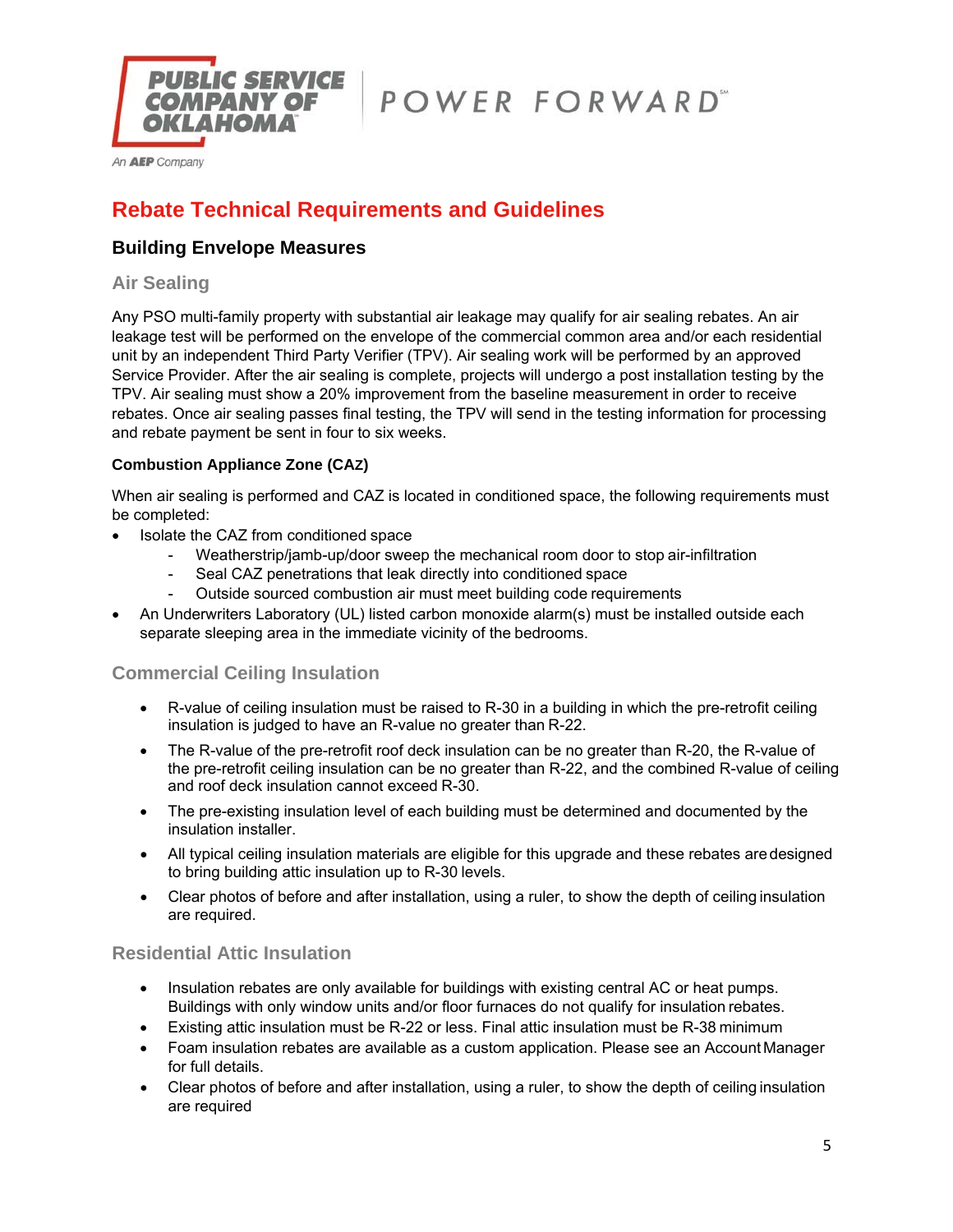# Rebate Technical Requirements and Guidelines

## Building Envelope Measures

### Air Sealing

Any PSO multi-family property with substantial air leakage may qualify for air sealing rebates. An air leakage test will be performed on the envelope of the commercial common area and/or each residential unit by an independent Third Party Verifier (TPV). Air sealing work will be performed by an approved Service Provider. After the air sealing is complete, projects will undergo a post installation testing by the TPV. Air sealing must show a 20% improvement from the baseline measurement in order to receive rebates. Once air sealing passes final testing, the TPV will send in the testing information for processing and rebate payment be sent in four to six weeks.

#### Combustion Appliance Zone (CAZ)

When air sealing is performed and CAZ is located in conditioned space, the following requirements must be completed:

- Isolate the CAZ from conditioned space
  - Weatherstrip/jamb-up/door sweep the mechanical room door to stop air-infiltration
  - Seal CAZ penetrations that leak directly into conditioned space
  - Outside sourced combustion air must meet building code requirements
- An Underwriters Laboratory (UL) listed carbon monoxide alarm(s) must be installed outside each separate sleeping area in the immediate vicinity of the bedrooms.

### Commercial Ceiling Insulation

- R-value of ceiling insulation must be raised to R-30 in a building in which the pre-retrofit ceiling insulation is judged to have an R-value no greater than R-22.
- The R-value of the pre-retrofit roof deck insulation can be no greater than R-20, the R-value of the pre-retrofit ceiling insulation can be no greater than R-22, and the combined R-value of ceiling and roof deck insulation cannot exceed R-30.
- The pre-existing insulation level of each building must be determined and documented by the insulation installer.
- All typical ceiling insulation materials are eligible for this upgrade and these rebates are designed to bring building attic insulation up to R-30 levels.
- Clear photos of before and after installation, using a ruler, to show the depth of ceiling insulation are required.

### Residential Attic Insulation

- Insulation rebates are only available for buildings with existing central AC or heat pumps. Buildings with only window units and/or floor furnaces do not qualify for insulation rebates.
- Existing attic insulation must be R-22 or less. Final attic insulation must be R-38 minimum
- Foam insulation rebates are available as a custom application. Please see an Account Manager for full details.
- Clear photos of before and after installation, using a ruler, to show the depth of ceiling insulation are required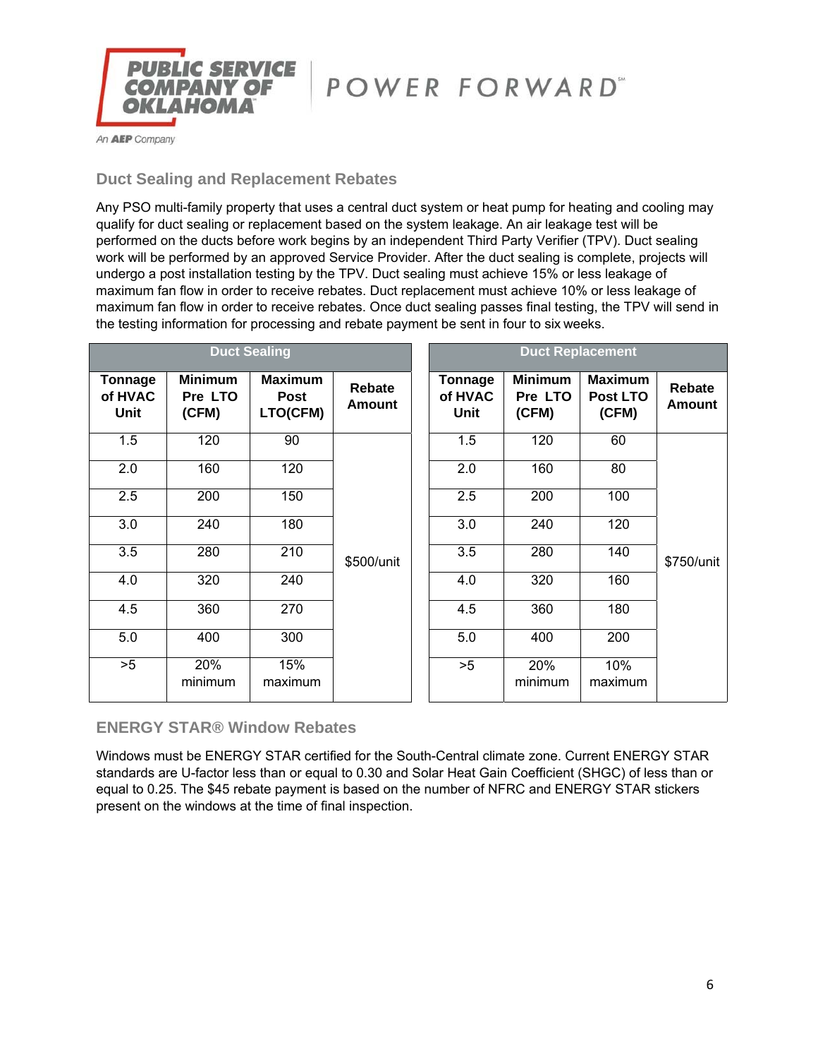## Duct Sealing and Replacement Rebates

Any PSO multi-family property that uses a central duct system or heat pump for heating and cooling may qualify for duct sealing or replacement based on the system leakage. An air leakage test will be performed on the ducts before work begins by an independent Third Party Verifier (TPV). Duct sealing work will be performed by an approved Service Provider. After the duct sealing is complete, projects will undergo a post installation testing by the TPV. Duct sealing must achieve 15% or less leakage of maximum fan flow in order to receive rebates. Duct replacement must achieve 10% or less leakage of maximum fan flow in order to receive rebates. Once duct sealing passes final testing, the TPV will send in the testing information for processing and rebate payment be sent in four to six weeks.

| Duct Sealing | | | | Duct Replacement | | | |
|---|---|---|---|---|---|---|---|
| **Tonnage of HVAC Unit** | **Minimum Pre LTO (CFM)** | **Maximum Post LTO(CFM)** | **Rebate Amount** | **Tonnage of HVAC Unit** | **Minimum Pre LTO (CFM)** | **Maximum Post LTO (CFM)** | **Rebate Amount** |
| 1.5 | 120 | 90 | $500/unit | 1.5 | 120 | 60 | $750/unit |
| 2.0 | 160 | 120 | | 2.0 | 160 | 80 | |
| 2.5 | 200 | 150 | | 2.5 | 200 | 100 | |
| 3.0 | 240 | 180 | | 3.0 | 240 | 120 | |
| 3.5 | 280 | 210 | | 3.5 | 280 | 140 | |
| 4.0 | 320 | 240 | | 4.0 | 320 | 160 | |
| 4.5 | 360 | 270 | | 4.5 | 360 | 180 | |
| 5.0 | 400 | 300 | | 5.0 | 400 | 200 | |
| >5 | 20% minimum | 15% maximum | | >5 | 20% minimum | 10% maximum | |

## ENERGY STAR® Window Rebates

Windows must be ENERGY STAR certified for the South-Central climate zone. Current ENERGY STAR standards are U-factor less than or equal to 0.30 and Solar Heat Gain Coefficient (SHGC) of less than or equal to 0.25. The $45 rebate payment is based on the number of NFRC and ENERGY STAR stickers present on the windows at the time of final inspection.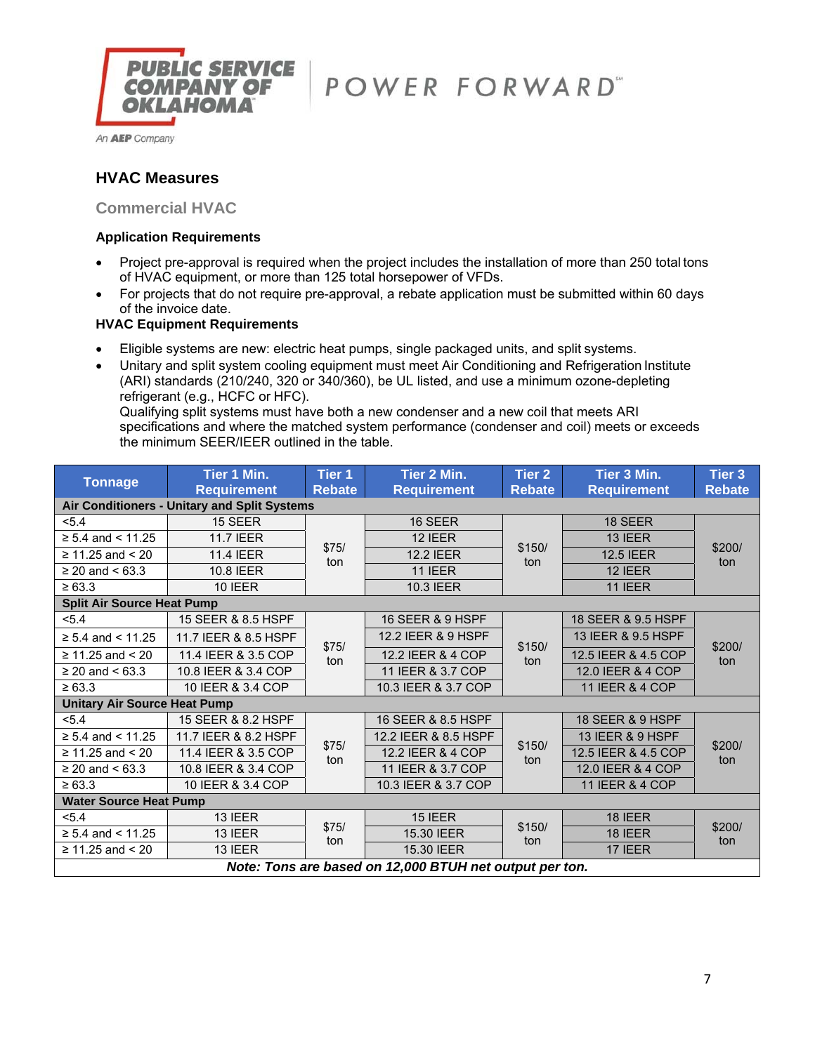## HVAC Measures

### Commercial HVAC

**Application Requirements**

- Project pre-approval is required when the project includes the installation of more than 250 total tons of HVAC equipment, or more than 125 total horsepower of VFDs.
- For projects that do not require pre-approval, a rebate application must be submitted within 60 days of the invoice date.

**HVAC Equipment Requirements**

- Eligible systems are new: electric heat pumps, single packaged units, and split systems.
- Unitary and split system cooling equipment must meet Air Conditioning and Refrigeration Institute (ARI) standards (210/240, 320 or 340/360), be UL listed, and use a minimum ozone-depleting refrigerant (e.g., HCFC or HFC).
  Qualifying split systems must have both a new condenser and a new coil that meets ARI specifications and where the matched system performance (condenser and coil) meets or exceeds the minimum SEER/IEER outlined in the table.

| Tonnage | Tier 1 Min. Requirement | Tier 1 Rebate | Tier 2 Min. Requirement | Tier 2 Rebate | Tier 3 Min. Requirement | Tier 3 Rebate |
|---|---|---|---|---|---|---|
| **Air Conditioners - Unitary and Split Systems** | | | | | | |
| <5.4 | 15 SEER | $75/ ton | 16 SEER | $150/ ton | 18 SEER | $200/ ton |
| ≥ 5.4 and < 11.25 | 11.7 IEER | | 12 IEER | | 13 IEER | |
| ≥ 11.25 and < 20 | 11.4 IEER | | 12.2 IEER | | 12.5 IEER | |
| ≥ 20 and < 63.3 | 10.8 IEER | | 11 IEER | | 12 IEER | |
| ≥ 63.3 | 10 IEER | | 10.3 IEER | | 11 IEER | |
| **Split Air Source Heat Pump** | | | | | | |
| <5.4 | 15 SEER & 8.5 HSPF | $75/ ton | 16 SEER & 9 HSPF | $150/ ton | 18 SEER & 9.5 HSPF | $200/ ton |
| ≥ 5.4 and < 11.25 | 11.7 IEER & 8.5 HSPF | | 12.2 IEER & 9 HSPF | | 13 IEER & 9.5 HSPF | |
| ≥ 11.25 and < 20 | 11.4 IEER & 3.5 COP | | 12.2 IEER & 4 COP | | 12.5 IEER & 4.5 COP | |
| ≥ 20 and < 63.3 | 10.8 IEER & 3.4 COP | | 11 IEER & 3.7 COP | | 12.0 IEER & 4 COP | |
| ≥ 63.3 | 10 IEER & 3.4 COP | | 10.3 IEER & 3.7 COP | | 11 IEER & 4 COP | |
| **Unitary Air Source Heat Pump** | | | | | | |
| <5.4 | 15 SEER & 8.2 HSPF | $75/ ton | 16 SEER & 8.5 HSPF | $150/ ton | 18 SEER & 9 HSPF | $200/ ton |
| ≥ 5.4 and < 11.25 | 11.7 IEER & 8.2 HSPF | | 12.2 IEER & 8.5 HSPF | | 13 IEER & 9 HSPF | |
| ≥ 11.25 and < 20 | 11.4 IEER & 3.5 COP | | 12.2 IEER & 4 COP | | 12.5 IEER & 4.5 COP | |
| ≥ 20 and < 63.3 | 10.8 IEER & 3.4 COP | | 11 IEER & 3.7 COP | | 12.0 IEER & 4 COP | |
| ≥ 63.3 | 10 IEER & 3.4 COP | | 10.3 IEER & 3.7 COP | | 11 IEER & 4 COP | |
| **Water Source Heat Pump** | | | | | | |
| <5.4 | 13 IEER | $75/ ton | 15 IEER | $150/ ton | 18 IEER | $200/ ton |
| ≥ 5.4 and < 11.25 | 13 IEER | | 15.30 IEER | | 18 IEER | |
| ≥ 11.25 and < 20 | 13 IEER | | 15.30 IEER | | 17 IEER | |

***Note: Tons are based on 12,000 BTUH net output per ton.***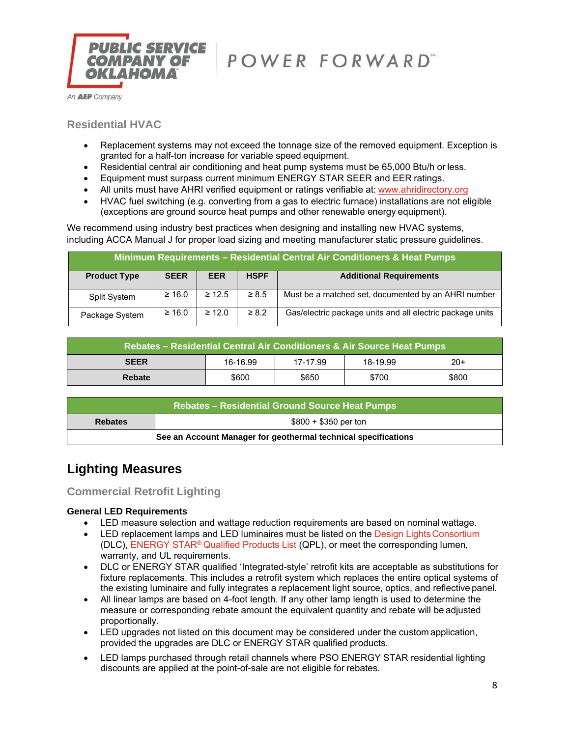## Residential HVAC

- Replacement systems may not exceed the tonnage size of the removed equipment. Exception is granted for a half-ton increase for variable speed equipment.
- Residential central air conditioning and heat pump systems must be 65,000 Btu/h or less.
- Equipment must surpass current minimum ENERGY STAR SEER and EER ratings.
- All units must have AHRI verified equipment or ratings verifiable at: www.ahridirectory.org
- HVAC fuel switching (e.g. converting from a gas to electric furnace) installations are not eligible (exceptions are ground source heat pumps and other renewable energy equipment).

We recommend using industry best practices when designing and installing new HVAC systems, including ACCA Manual J for proper load sizing and meeting manufacturer static pressure guidelines.

| Minimum Requirements – Residential Central Air Conditioners & Heat Pumps | | | | |
|---|---|---|---|---|
| **Product Type** | **SEER** | **EER** | **HSPF** | **Additional Requirements** |
| Split System | ≥ 16.0 | ≥ 12.5 | ≥ 8.5 | Must be a matched set, documented by an AHRI number |
| Package System | ≥ 16.0 | ≥ 12.0 | ≥ 8.2 | Gas/electric package units and all electric package units |

| Rebates – Residential Central Air Conditioners & Air Source Heat Pumps | | | | |
|---|---|---|---|---|
| **SEER** | 16-16.99 | 17-17.99 | 18-19.99 | 20+ |
| **Rebate** | $600 | $650 | $700 | $800 |

| Rebates – Residential Ground Source Heat Pumps | |
|---|---|
| **Rebates** | $800 + $350 per ton |
| **See an Account Manager for geothermal technical specifications** | |

# Lighting Measures

## Commercial Retrofit Lighting

### General LED Requirements

- LED measure selection and wattage reduction requirements are based on nominal wattage.
- LED replacement lamps and LED luminaires must be listed on the Design Lights Consortium (DLC), ENERGY STAR® Qualified Products List (QPL), or meet the corresponding lumen, warranty, and UL requirements.
- DLC or ENERGY STAR qualified 'Integrated-style' retrofit kits are acceptable as substitutions for fixture replacements. This includes a retrofit system which replaces the entire optical systems of the existing luminaire and fully integrates a replacement light source, optics, and reflective panel.
- All linear lamps are based on 4-foot length. If any other lamp length is used to determine the measure or corresponding rebate amount the equivalent quantity and rebate will be adjusted proportionally.
- LED upgrades not listed on this document may be considered under the custom application, provided the upgrades are DLC or ENERGY STAR qualified products.
- LED lamps purchased through retail channels where PSO ENERGY STAR residential lighting discounts are applied at the point-of-sale are not eligible for rebates.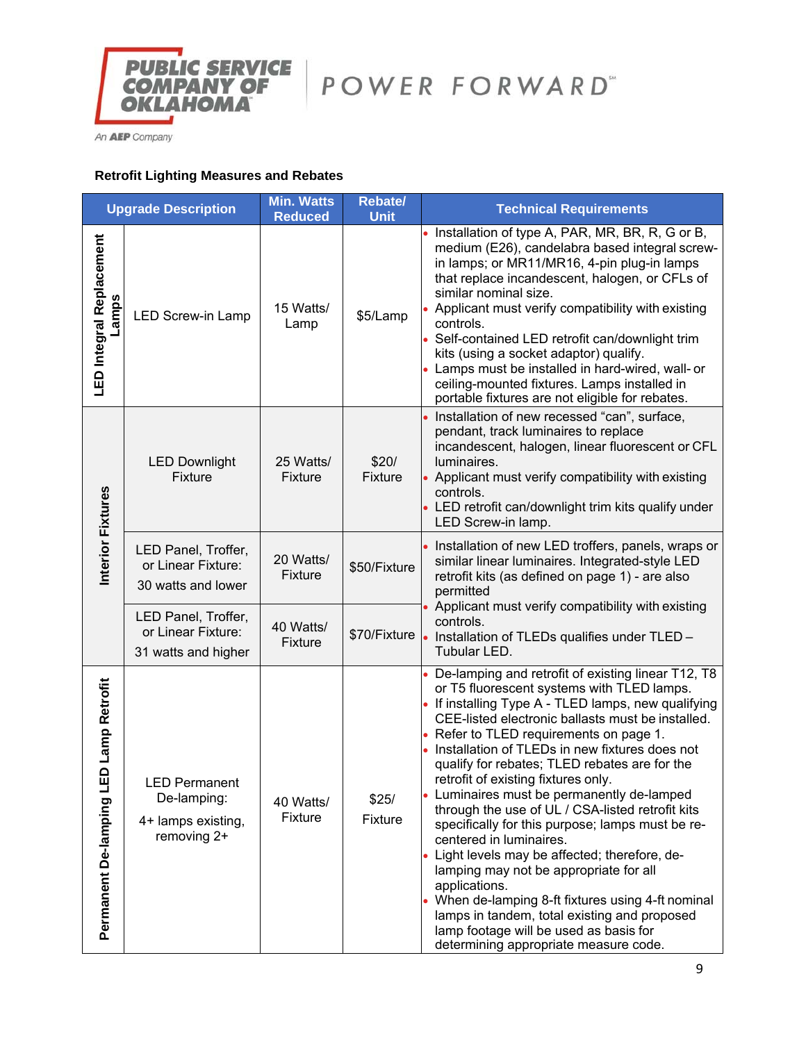### Retrofit Lighting Measures and Rebates

| Upgrade Description | | Min. Watts Reduced | Rebate/ Unit | Technical Requirements |
|---|---|---|---|---|
| LED Integral Replacement Lamps | LED Screw-in Lamp | 15 Watts/ Lamp | $5/Lamp | • Installation of type A, PAR, MR, BR, R, G or B, medium (E26), candelabra based integral screw-in lamps; or MR11/MR16, 4-pin plug-in lamps that replace incandescent, halogen, or CFLs of similar nominal size.<br>• Applicant must verify compatibility with existing controls.<br>• Self-contained LED retrofit can/downlight trim kits (using a socket adaptor) qualify.<br>• Lamps must be installed in hard-wired, wall- or ceiling-mounted fixtures. Lamps installed in portable fixtures are not eligible for rebates. |
| Interior Fixtures | LED Downlight Fixture | 25 Watts/ Fixture | $20/ Fixture | • Installation of new recessed "can", surface, pendant, track luminaires to replace incandescent, halogen, linear fluorescent or CFL luminaires.<br>• Applicant must verify compatibility with existing controls.<br>• LED retrofit can/downlight trim kits qualify under LED Screw-in lamp. |
| | LED Panel, Troffer, or Linear Fixture: 30 watts and lower | 20 Watts/ Fixture | $50/Fixture | • Installation of new LED troffers, panels, wraps or similar linear luminaires. Integrated-style LED retrofit kits (as defined on page 1) - are also permitted<br>• Applicant must verify compatibility with existing controls.<br>• Installation of TLEDs qualifies under TLED – Tubular LED. |
| | LED Panel, Troffer, or Linear Fixture: 31 watts and higher | 40 Watts/ Fixture | $70/Fixture | |
| Permanent De-lamping LED Lamp Retrofit | LED Permanent De-lamping: 4+ lamps existing, removing 2+ | 40 Watts/ Fixture | $25/ Fixture | • De-lamping and retrofit of existing linear T12, T8 or T5 fluorescent systems with TLED lamps.<br>• If installing Type A - TLED lamps, new qualifying CEE-listed electronic ballasts must be installed.<br>• Refer to TLED requirements on page 1.<br>• Installation of TLEDs in new fixtures does not qualify for rebates; TLED rebates are for the retrofit of existing fixtures only.<br>• Luminaires must be permanently de-lamped through the use of UL / CSA-listed retrofit kits specifically for this purpose; lamps must be re-centered in luminaires.<br>• Light levels may be affected; therefore, de-lamping may not be appropriate for all applications.<br>• When de-lamping 8-ft fixtures using 4-ft nominal lamps in tandem, total existing and proposed lamp footage will be used as basis for determining appropriate measure code. |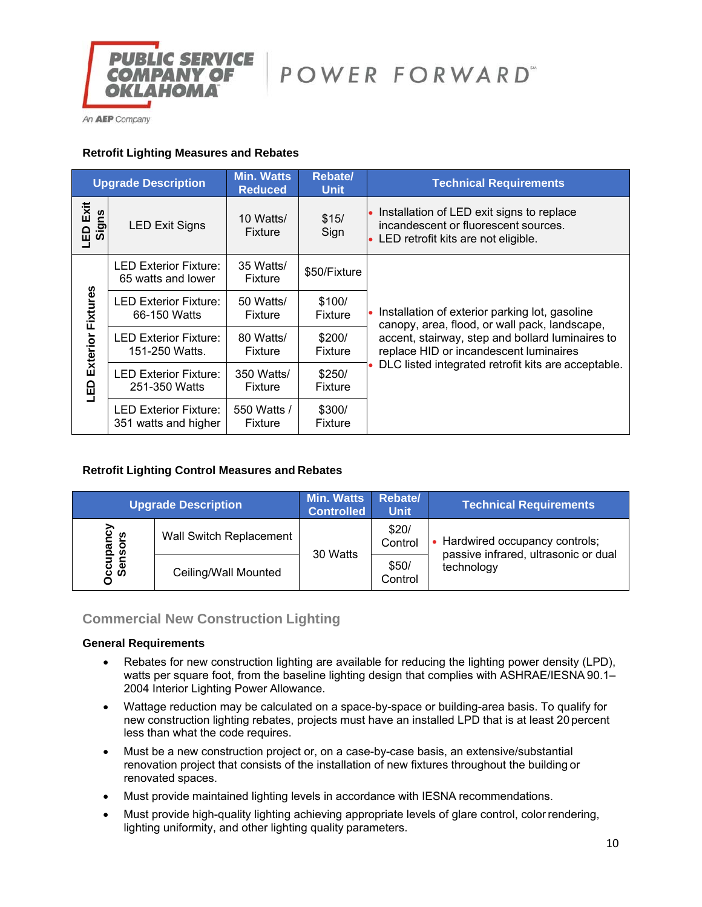### Retrofit Lighting Measures and Rebates

| Upgrade Description | | Min. Watts Reduced | Rebate/ Unit | Technical Requirements |
|---|---|---|---|---|
| LED Exit Signs | LED Exit Signs | 10 Watts/ Fixture | $15/ Sign | • Installation of LED exit signs to replace incandescent or fluorescent sources. • LED retrofit kits are not eligible. |
| LED Exterior Fixtures | LED Exterior Fixture: 65 watts and lower | 35 Watts/ Fixture | $50/Fixture | • Installation of exterior parking lot, gasoline canopy, area, flood, or wall pack, landscape, accent, stairway, step and bollard luminaires to replace HID or incandescent luminaires • DLC listed integrated retrofit kits are acceptable. |
| | LED Exterior Fixture: 66-150 Watts | 50 Watts/ Fixture | $100/ Fixture | |
| | LED Exterior Fixture: 151-250 Watts. | 80 Watts/ Fixture | $200/ Fixture | |
| | LED Exterior Fixture: 251-350 Watts | 350 Watts/ Fixture | $250/ Fixture | |
| | LED Exterior Fixture: 351 watts and higher | 550 Watts / Fixture | $300/ Fixture | |

### Retrofit Lighting Control Measures and Rebates

| Upgrade Description | | Min. Watts Controlled | Rebate/ Unit | Technical Requirements |
|---|---|---|---|---|
| Occupancy Sensors | Wall Switch Replacement | 30 Watts | $20/ Control | • Hardwired occupancy controls; passive infrared, ultrasonic or dual technology |
| | Ceiling/Wall Mounted | | $50/ Control | |

## Commercial New Construction Lighting

### General Requirements

- Rebates for new construction lighting are available for reducing the lighting power density (LPD), watts per square foot, from the baseline lighting design that complies with ASHRAE/IESNA 90.1–2004 Interior Lighting Power Allowance.
- Wattage reduction may be calculated on a space-by-space or building-area basis. To qualify for new construction lighting rebates, projects must have an installed LPD that is at least 20 percent less than what the code requires.
- Must be a new construction project or, on a case-by-case basis, an extensive/substantial renovation project that consists of the installation of new fixtures throughout the building or renovated spaces.
- Must provide maintained lighting levels in accordance with IESNA recommendations.
- Must provide high-quality lighting achieving appropriate levels of glare control, color rendering, lighting uniformity, and other lighting quality parameters.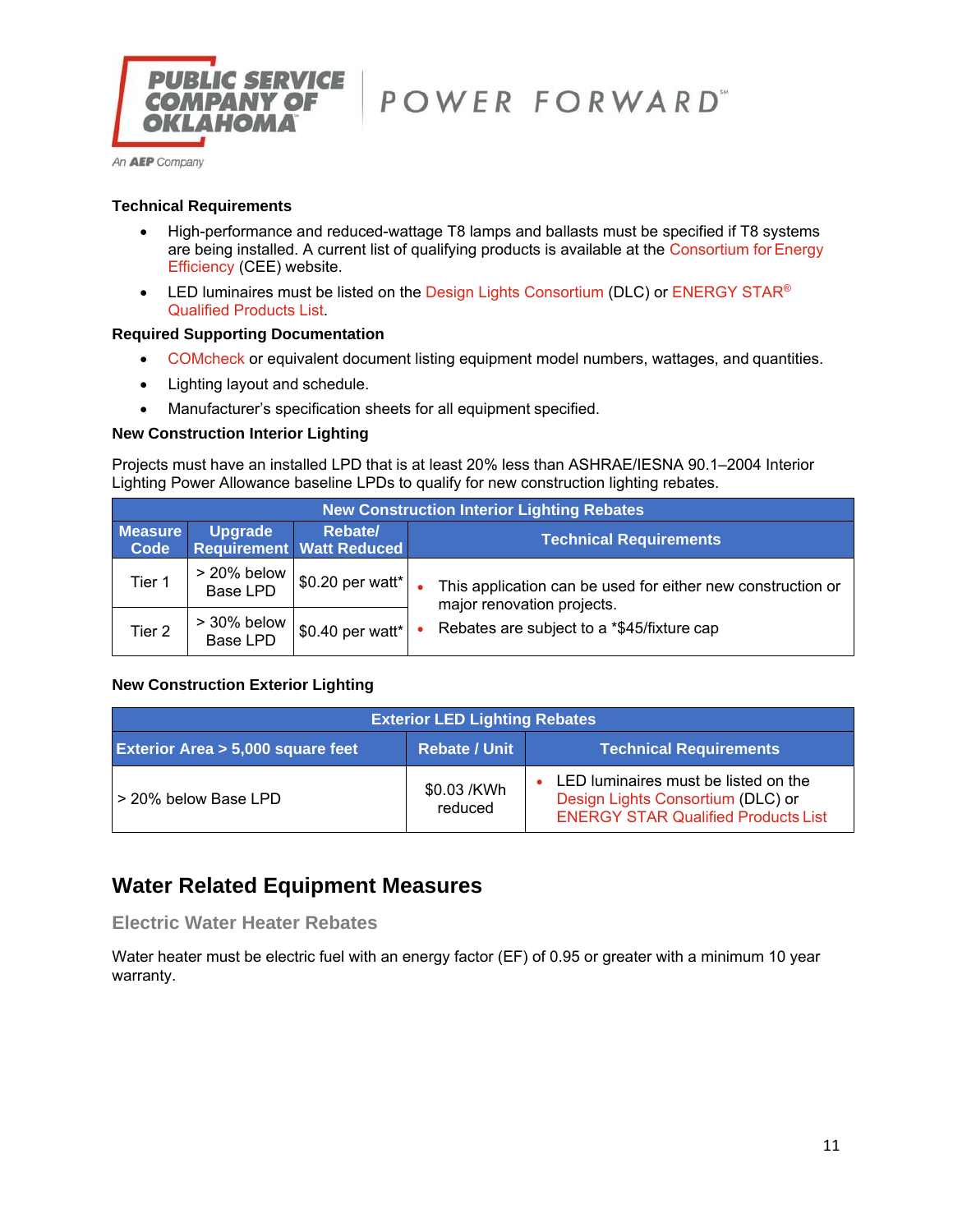#### Technical Requirements

- High-performance and reduced-wattage T8 lamps and ballasts must be specified if T8 systems are being installed. A current list of qualifying products is available at the Consortium for Energy Efficiency (CEE) website.
- LED luminaires must be listed on the Design Lights Consortium (DLC) or ENERGY STAR® Qualified Products List.

#### Required Supporting Documentation

- COMcheck or equivalent document listing equipment model numbers, wattages, and quantities.
- Lighting layout and schedule.
- Manufacturer's specification sheets for all equipment specified.

#### New Construction Interior Lighting

Projects must have an installed LPD that is at least 20% less than ASHRAE/IESNA 90.1–2004 Interior Lighting Power Allowance baseline LPDs to qualify for new construction lighting rebates.

| New Construction Interior Lighting Rebates | | | |
|---|---|---|---|
| Measure Code | Upgrade Requirement | Rebate/ Watt Reduced | Technical Requirements |
| Tier 1 | > 20% below Base LPD | $0.20 per watt* | • This application can be used for either new construction or major renovation projects.<br>• Rebates are subject to a *$45/fixture cap |
| Tier 2 | > 30% below Base LPD | $0.40 per watt* | |

#### New Construction Exterior Lighting

| Exterior LED Lighting Rebates | | |
|---|---|---|
| Exterior Area > 5,000 square feet | Rebate / Unit | Technical Requirements |
| > 20% below Base LPD | $0.03 /KWh reduced | • LED luminaires must be listed on the Design Lights Consortium (DLC) or ENERGY STAR Qualified Products List |

## Water Related Equipment Measures

### Electric Water Heater Rebates

Water heater must be electric fuel with an energy factor (EF) of 0.95 or greater with a minimum 10 year warranty.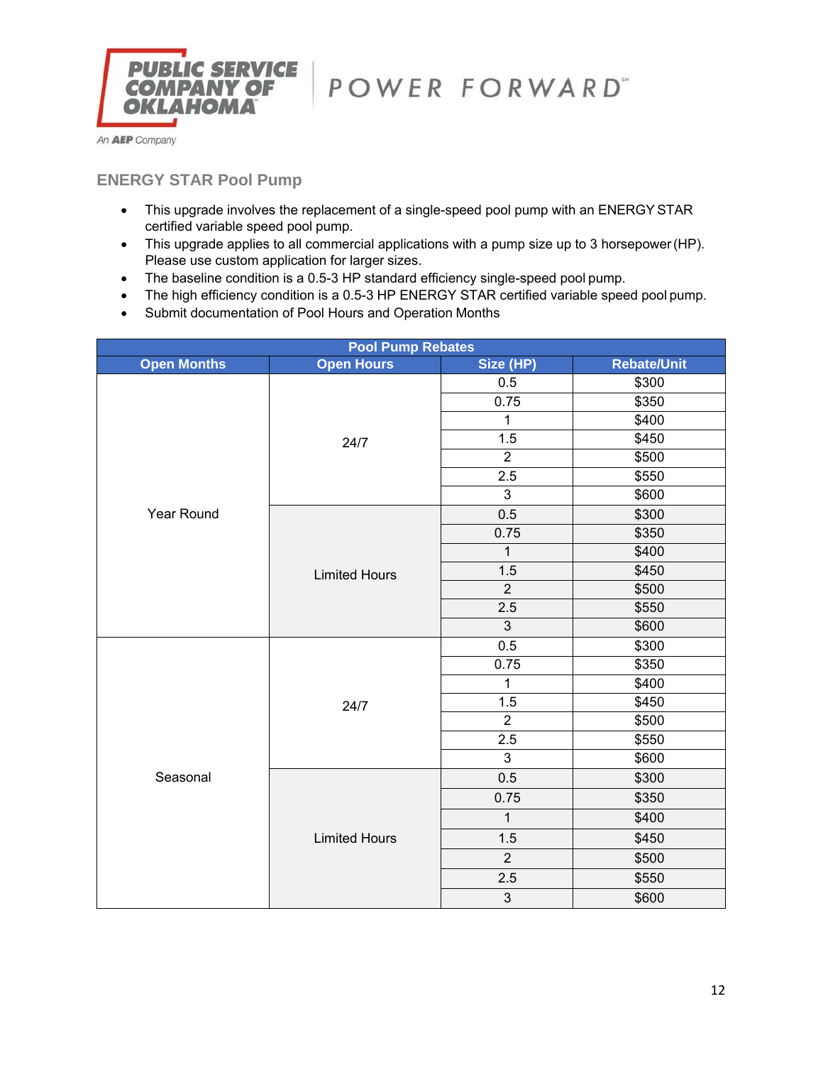## ENERGY STAR Pool Pump

- This upgrade involves the replacement of a single-speed pool pump with an ENERGY STAR certified variable speed pool pump.
- This upgrade applies to all commercial applications with a pump size up to 3 horsepower (HP). Please use custom application for larger sizes.
- The baseline condition is a 0.5-3 HP standard efficiency single-speed pool pump.
- The high efficiency condition is a 0.5-3 HP ENERGY STAR certified variable speed pool pump.
- Submit documentation of Pool Hours and Operation Months

| Pool Pump Rebates | | | |
|---|---|---|---|
| **Open Months** | **Open Hours** | **Size (HP)** | **Rebate/Unit** |
| Year Round | 24/7 | 0.5 | $300 |
| | | 0.75 | $350 |
| | | 1 | $400 |
| | | 1.5 | $450 |
| | | 2 | $500 |
| | | 2.5 | $550 |
| | | 3 | $600 |
| | Limited Hours | 0.5 | $300 |
| | | 0.75 | $350 |
| | | 1 | $400 |
| | | 1.5 | $450 |
| | | 2 | $500 |
| | | 2.5 | $550 |
| | | 3 | $600 |
| Seasonal | 24/7 | 0.5 | $300 |
| | | 0.75 | $350 |
| | | 1 | $400 |
| | | 1.5 | $450 |
| | | 2 | $500 |
| | | 2.5 | $550 |
| | | 3 | $600 |
| | Limited Hours | 0.5 | $300 |
| | | 0.75 | $350 |
| | | 1 | $400 |
| | | 1.5 | $450 |
| | | 2 | $500 |
| | | 2.5 | $550 |
| | | 3 | $600 |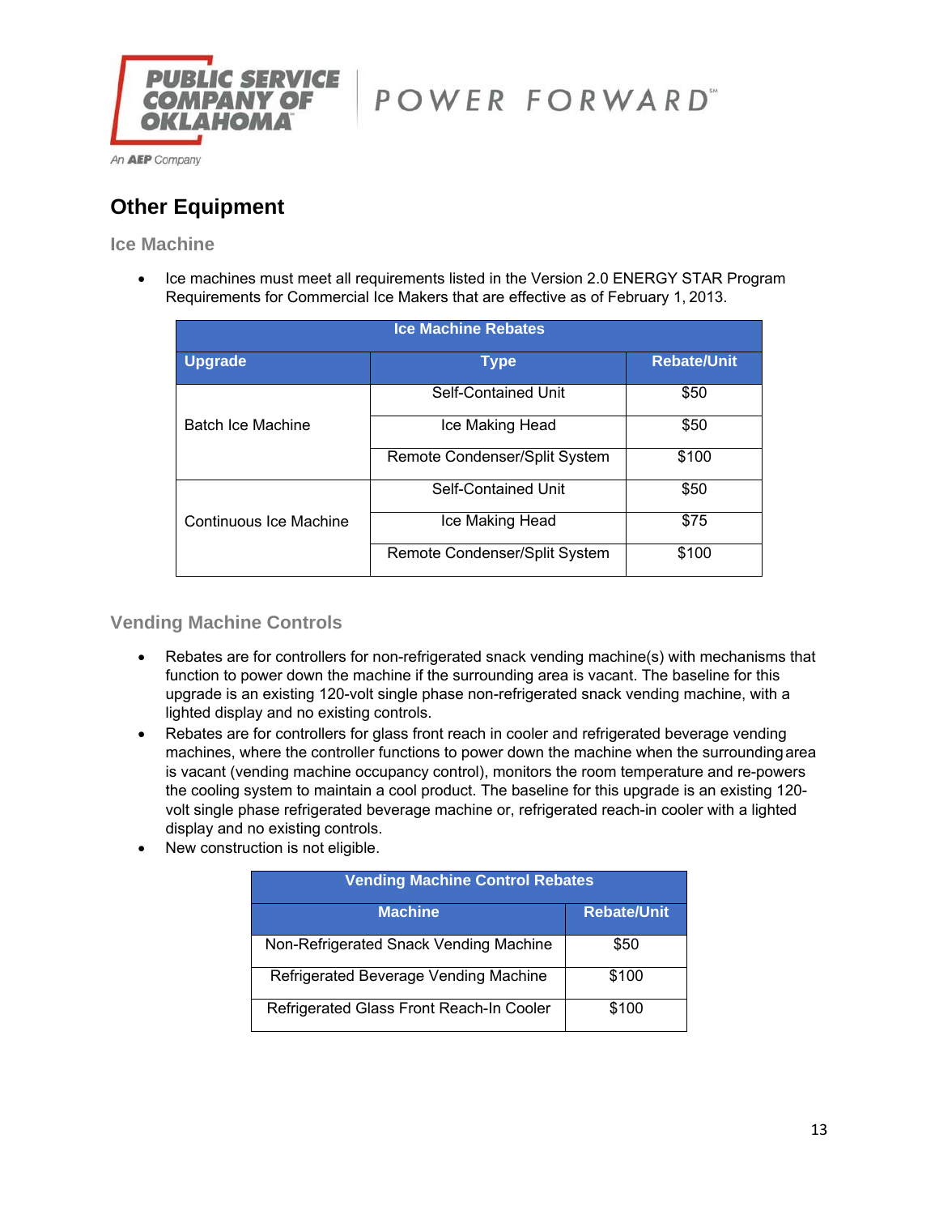# Other Equipment

## Ice Machine

- Ice machines must meet all requirements listed in the Version 2.0 ENERGY STAR Program Requirements for Commercial Ice Makers that are effective as of February 1, 2013.

| Ice Machine Rebates | | |
|---|---|---|
| **Upgrade** | **Type** | **Rebate/Unit** |
| Batch Ice Machine | Self-Contained Unit | $50 |
| | Ice Making Head | $50 |
| | Remote Condenser/Split System | $100 |
| Continuous Ice Machine | Self-Contained Unit | $50 |
| | Ice Making Head | $75 |
| | Remote Condenser/Split System | $100 |

## Vending Machine Controls

- Rebates are for controllers for non-refrigerated snack vending machine(s) with mechanisms that function to power down the machine if the surrounding area is vacant. The baseline for this upgrade is an existing 120-volt single phase non-refrigerated snack vending machine, with a lighted display and no existing controls.
- Rebates are for controllers for glass front reach in cooler and refrigerated beverage vending machines, where the controller functions to power down the machine when the surrounding area is vacant (vending machine occupancy control), monitors the room temperature and re-powers the cooling system to maintain a cool product. The baseline for this upgrade is an existing 120-volt single phase refrigerated beverage machine or, refrigerated reach-in cooler with a lighted display and no existing controls.
- New construction is not eligible.

| Vending Machine Control Rebates | |
|---|---|
| **Machine** | **Rebate/Unit** |
| Non-Refrigerated Snack Vending Machine | $50 |
| Refrigerated Beverage Vending Machine | $100 |
| Refrigerated Glass Front Reach-In Cooler | $100 |